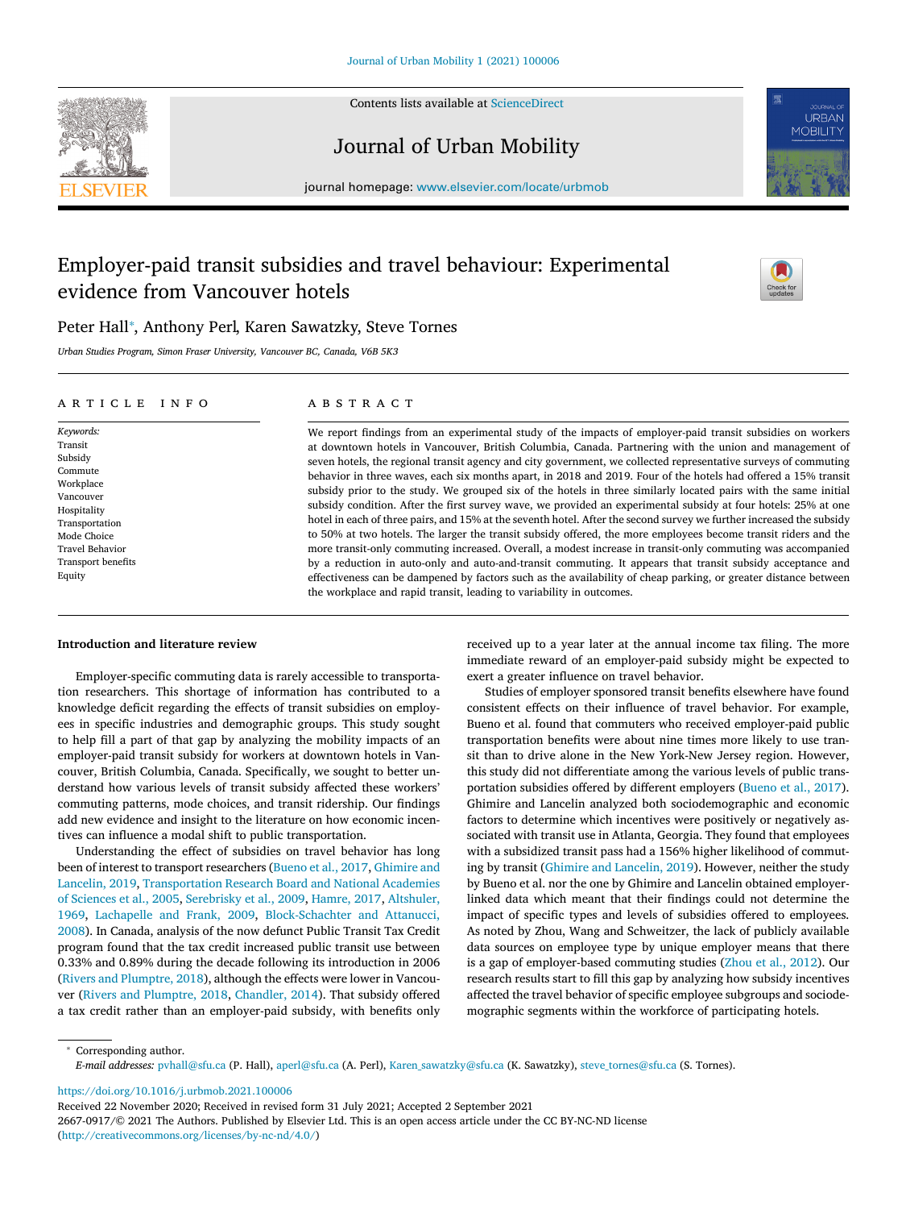# Employer-paid transit subsidies and travel behaviour: Experimental evidence from Vancouver hotels

Peter Hall*, Anthony Perl, Karen Sawatzky, Steve Tornes

*Urban Studies Program, Simon Fraser University, Vancouver BC, Canada, V6B 5K3*

## ARTICLE INFO

*Keywords:*
Transit
Subsidy
Commute
Workplace
Vancouver
Hospitality
Transportation
Mode Choice
Travel Behavior
Transport benefits
Equity

## ABSTRACT

We report findings from an experimental study of the impacts of employer-paid transit subsidies on workers at downtown hotels in Vancouver, British Columbia, Canada. Partnering with the union and management of seven hotels, the regional transit agency and city government, we collected representative surveys of commuting behavior in three waves, each six months apart, in 2018 and 2019. Four of the hotels had offered a 15% transit subsidy prior to the study. We grouped six of the hotels in three similarly located pairs with the same initial subsidy condition. After the first survey wave, we provided an experimental subsidy at four hotels: 25% at one hotel in each of three pairs, and 15% at the seventh hotel. After the second survey we further increased the subsidy to 50% at two hotels. The larger the transit subsidy offered, the more employees become transit riders and the more transit-only commuting increased. Overall, a modest increase in transit-only commuting was accompanied by a reduction in auto-only and auto-and-transit commuting. It appears that transit subsidy acceptance and effectiveness can be dampened by factors such as the availability of cheap parking, or greater distance between the workplace and rapid transit, leading to variability in outcomes.

## Introduction and literature review

Employer-specific commuting data is rarely accessible to transportation researchers. This shortage of information has contributed to a knowledge deficit regarding the effects of transit subsidies on employees in specific industries and demographic groups. This study sought to help fill a part of that gap by analyzing the mobility impacts of an employer-paid transit subsidy for workers at downtown hotels in Vancouver, British Columbia, Canada. Specifically, we sought to better understand how various levels of transit subsidy affected these workers' commuting patterns, mode choices, and transit ridership. Our findings add new evidence and insight to the literature on how economic incentives can influence a modal shift to public transportation.

Understanding the effect of subsidies on travel behavior has long been of interest to transport researchers (Bueno et al., 2017, Ghimire and Lancelin, 2019, Transportation Research Board and National Academies of Sciences et al., 2005, Serebrisky et al., 2009, Hamre, 2017, Altshuler, 1969, Lachapelle and Frank, 2009, Block-Schachter and Attanucci, 2008). In Canada, analysis of the now defunct Public Transit Tax Credit program found that the tax credit increased public transit use between 0.33% and 0.89% during the decade following its introduction in 2006 (Rivers and Plumptre, 2018), although the effects were lower in Vancouver (Rivers and Plumptre, 2018, Chandler, 2014). That subsidy offered a tax credit rather than an employer-paid subsidy, with benefits only received up to a year later at the annual income tax filing. The more immediate reward of an employer-paid subsidy might be expected to exert a greater influence on travel behavior.

Studies of employer sponsored transit benefits elsewhere have found consistent effects on their influence of travel behavior. For example, Bueno et al. found that commuters who received employer-paid public transportation benefits were about nine times more likely to use transit than to drive alone in the New York-New Jersey region. However, this study did not differentiate among the various levels of public transportation subsidies offered by different employers (Bueno et al., 2017). Ghimire and Lancelin analyzed both sociodemographic and economic factors to determine which incentives were positively or negatively associated with transit use in Atlanta, Georgia. They found that employees with a subsidized transit pass had a 156% higher likelihood of commuting by transit (Ghimire and Lancelin, 2019). However, neither the study by Bueno et al. nor the one by Ghimire and Lancelin obtained employer-linked data which meant that their findings could not determine the impact of specific types and levels of subsidies offered to employees. As noted by Zhou, Wang and Schweitzer, the lack of publicly available data sources on employee type by unique employer means that there is a gap of employer-based commuting studies (Zhou et al., 2012). Our research results start to fill this gap by analyzing how subsidy incentives affected the travel behavior of specific employee subgroups and sociodemographic segments within the workforce of participating hotels.

---

* Corresponding author.
*E-mail addresses:* pvhall@sfu.ca (P. Hall), aperl@sfu.ca (A. Perl), Karen_sawatzky@sfu.ca (K. Sawatzky), steve_tornes@sfu.ca (S. Tornes).

https://doi.org/10.1016/j.urbmob.2021.100006
Received 22 November 2020; Received in revised form 31 July 2021; Accepted 2 September 2021
2667-0917/© 2021 The Authors. Published by Elsevier Ltd. This is an open access article under the CC BY-NC-ND license (http://creativecommons.org/licenses/by-nc-nd/4.0/)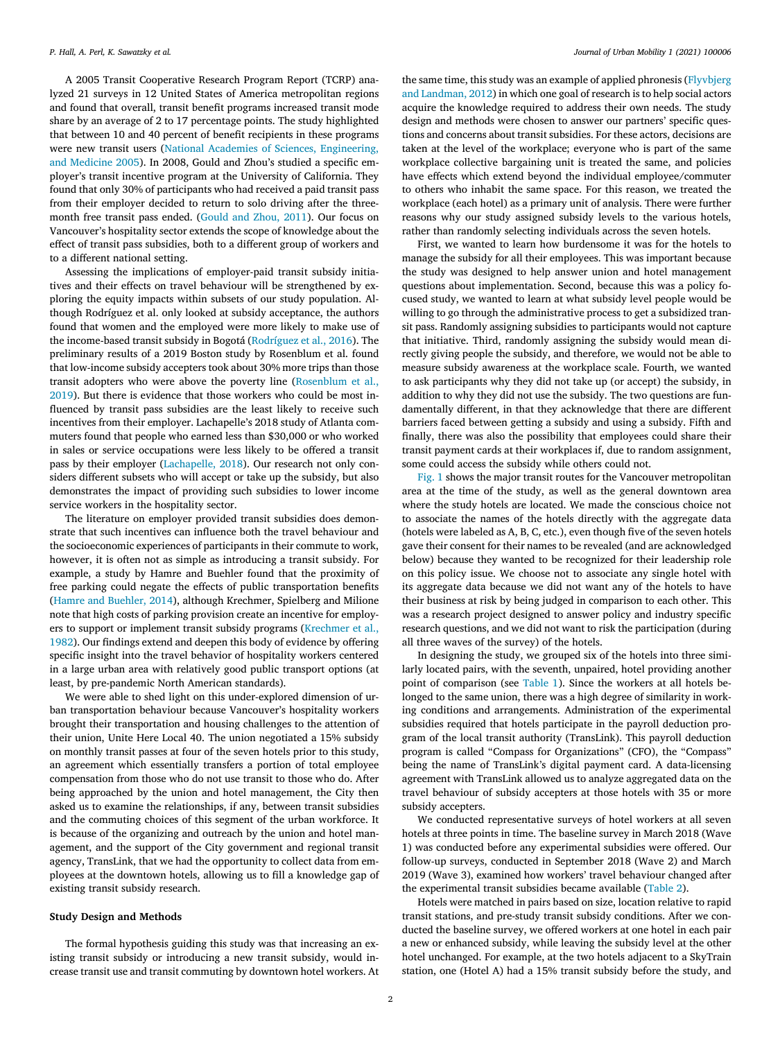A 2005 Transit Cooperative Research Program Report (TCRP) analyzed 21 surveys in 12 United States of America metropolitan regions and found that overall, transit benefit programs increased transit mode share by an average of 2 to 17 percentage points. The study highlighted that between 10 and 40 percent of benefit recipients in these programs were new transit users (National Academies of Sciences, Engineering, and Medicine 2005). In 2008, Gould and Zhou's studied a specific employer's transit incentive program at the University of California. They found that only 30% of participants who had received a paid transit pass from their employer decided to return to solo driving after the three-month free transit pass ended. (Gould and Zhou, 2011). Our focus on Vancouver's hospitality sector extends the scope of knowledge about the effect of transit pass subsidies, both to a different group of workers and to a different national setting.

Assessing the implications of employer-paid transit subsidy initiatives and their effects on travel behaviour will be strengthened by exploring the equity impacts within subsets of our study population. Although Rodríguez et al. only looked at subsidy acceptance, the authors found that women and the employed were more likely to make use of the income-based transit subsidy in Bogotá (Rodríguez et al., 2016). The preliminary results of a 2019 Boston study by Rosenblum et al. found that low-income subsidy accepters took about 30% more trips than those transit adopters who were above the poverty line (Rosenblum et al., 2019). But there is evidence that those workers who could be most influenced by transit pass subsidies are the least likely to receive such incentives from their employer. Lachapelle's 2018 study of Atlanta commuters found that people who earned less than $30,000 or who worked in sales or service occupations were less likely to be offered a transit pass by their employer (Lachapelle, 2018). Our research not only considers different subsets who will accept or take up the subsidy, but also demonstrates the impact of providing such subsidies to lower income service workers in the hospitality sector.

The literature on employer provided transit subsidies does demonstrate that such incentives can influence both the travel behaviour and the socioeconomic experiences of participants in their commute to work, however, it is often not as simple as introducing a transit subsidy. For example, a study by Hamre and Buehler found that the proximity of free parking could negate the effects of public transportation benefits (Hamre and Buehler, 2014), although Krechmer, Spielberg and Milione note that high costs of parking provision create an incentive for employers to support or implement transit subsidy programs (Krechmer et al., 1982). Our findings extend and deepen this body of evidence by offering specific insight into the travel behavior of hospitality workers centered in a large urban area with relatively good public transport options (at least, by pre-pandemic North American standards).

We were able to shed light on this under-explored dimension of urban transportation behaviour because Vancouver's hospitality workers brought their transportation and housing challenges to the attention of their union, Unite Here Local 40. The union negotiated a 15% subsidy on monthly transit passes at four of the seven hotels prior to this study, an agreement which essentially transfers a portion of total employee compensation from those who do not use transit to those who do. After being approached by the union and hotel management, the City then asked us to examine the relationships, if any, between transit subsidies and the commuting choices of this segment of the urban workforce. It is because of the organizing and outreach by the union and hotel management, and the support of the City government and regional transit agency, TransLink, that we had the opportunity to collect data from employees at the downtown hotels, allowing us to fill a knowledge gap of existing transit subsidy research.

## Study Design and Methods

The formal hypothesis guiding this study was that increasing an existing transit subsidy or introducing a new transit subsidy, would increase transit use and transit commuting by downtown hotel workers. At the same time, this study was an example of applied phronesis (Flyvbjerg and Landman, 2012) in which one goal of research is to help social actors acquire the knowledge required to address their own needs. The study design and methods were chosen to answer our partners' specific questions and concerns about transit subsidies. For these actors, decisions are taken at the level of the workplace; everyone who is part of the same workplace collective bargaining unit is treated the same, and policies have effects which extend beyond the individual employee/commuter to others who inhabit the same space. For this reason, we treated the workplace (each hotel) as a primary unit of analysis. There were further reasons why our study assigned subsidy levels to the various hotels, rather than randomly selecting individuals across the seven hotels.

First, we wanted to learn how burdensome it was for the hotels to manage the subsidy for all their employees. This was important because the study was designed to help answer union and hotel management questions about implementation. Second, because this was a policy focused study, we wanted to learn at what subsidy level people would be willing to go through the administrative process to get a subsidized transit pass. Randomly assigning subsidies to participants would not capture that initiative. Third, randomly assigning the subsidy would mean directly giving people the subsidy, and therefore, we would not be able to measure subsidy awareness at the workplace scale. Fourth, we wanted to ask participants why they did not take up (or accept) the subsidy, in addition to why they did not use the subsidy. The two questions are fundamentally different, in that they acknowledge that there are different barriers faced between getting a subsidy and using a subsidy. Fifth and finally, there was also the possibility that employees could share their transit payment cards at their workplaces if, due to random assignment, some could access the subsidy while others could not.

Fig. 1 shows the major transit routes for the Vancouver metropolitan area at the time of the study, as well as the general downtown area where the study hotels are located. We made the conscious choice not to associate the names of the hotels directly with the aggregate data (hotels were labeled as A, B, C, etc.), even though five of the seven hotels gave their consent for their names to be revealed (and are acknowledged below) because they wanted to be recognized for their leadership role on this policy issue. We choose not to associate any single hotel with its aggregate data because we did not want any of the hotels to have their business at risk by being judged in comparison to each other. This was a research project designed to answer policy and industry specific research questions, and we did not want to risk the participation (during all three waves of the survey) of the hotels.

In designing the study, we grouped six of the hotels into three similarly located pairs, with the seventh, unpaired, hotel providing another point of comparison (see Table 1). Since the workers at all hotels belonged to the same union, there was a high degree of similarity in working conditions and arrangements. Administration of the experimental subsidies required that hotels participate in the payroll deduction program of the local transit authority (TransLink). This payroll deduction program is called "Compass for Organizations" (CFO), the "Compass" being the name of TransLink's digital payment card. A data-licensing agreement with TransLink allowed us to analyze aggregated data on the travel behaviour of subsidy accepters at those hotels with 35 or more subsidy accepters.

We conducted representative surveys of hotel workers at all seven hotels at three points in time. The baseline survey in March 2018 (Wave 1) was conducted before any experimental subsidies were offered. Our follow-up surveys, conducted in September 2018 (Wave 2) and March 2019 (Wave 3), examined how workers' travel behaviour changed after the experimental transit subsidies became available (Table 2).

Hotels were matched in pairs based on size, location relative to rapid transit stations, and pre-study transit subsidy conditions. After we conducted the baseline survey, we offered workers at one hotel in each pair a new or enhanced subsidy, while leaving the subsidy level at the other hotel unchanged. For example, at the two hotels adjacent to a SkyTrain station, one (Hotel A) had a 15% transit subsidy before the study, and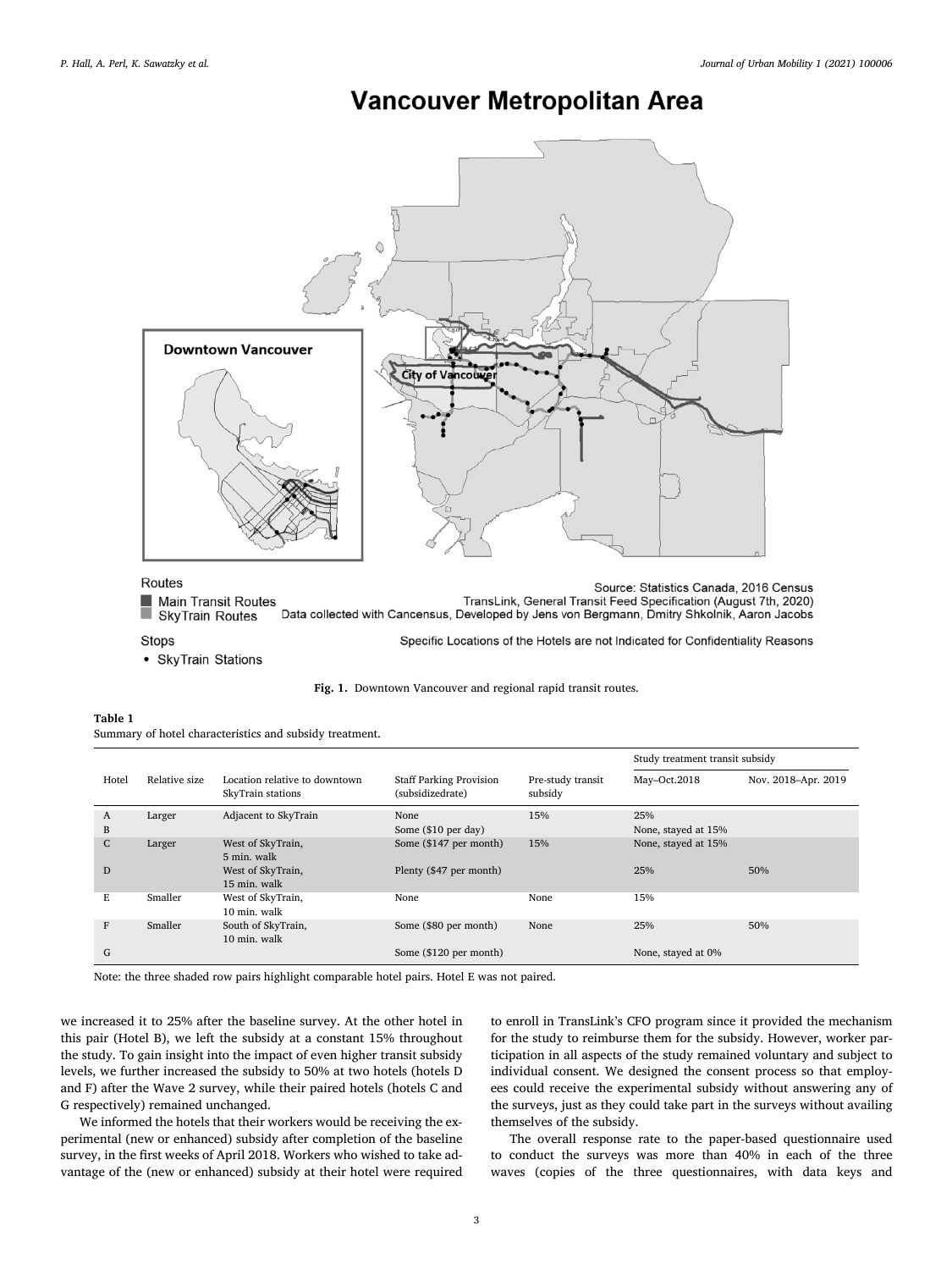Fig. 1. Downtown Vancouver and regional rapid transit routes.

**Table 1**
Summary of hotel characteristics and subsidy treatment.

| Hotel | Relative size | Location relative to downtown SkyTrain stations | Staff Parking Provision (subsidizedrate) | Pre-study transit subsidy | Study treatment transit subsidy | |
|---|---|---|---|---|---|---|
| | | | | | May–Oct.2018 | Nov. 2018–Apr. 2019 |
| A | Larger | Adjacent to SkyTrain | None | 15% | 25% | |
| B | | | Some ($10 per day) | | None, stayed at 15% | |
| C | Larger | West of SkyTrain, 5 min. walk | Some ($147 per month) | 15% | None, stayed at 15% | |
| D | | West of SkyTrain, 15 min. walk | Plenty ($47 per month) | | 25% | 50% |
| E | Smaller | West of SkyTrain, 10 min. walk | None | None | 15% | |
| F | Smaller | South of SkyTrain, 10 min. walk | Some ($80 per month) | None | 25% | 50% |
| G | | | Some ($120 per month) | | None, stayed at 0% | |

Note: the three shaded row pairs highlight comparable hotel pairs. Hotel E was not paired.

we increased it to 25% after the baseline survey. At the other hotel in this pair (Hotel B), we left the subsidy at a constant 15% throughout the study. To gain insight into the impact of even higher transit subsidy levels, we further increased the subsidy to 50% at two hotels (hotels D and F) after the Wave 2 survey, while their paired hotels (hotels C and G respectively) remained unchanged.

We informed the hotels that their workers would be receiving the experimental (new or enhanced) subsidy after completion of the baseline survey, in the first weeks of April 2018. Workers who wished to take advantage of the (new or enhanced) subsidy at their hotel were required to enroll in TransLink's CFO program since it provided the mechanism for the study to reimburse them for the subsidy. However, worker participation in all aspects of the study remained voluntary and subject to individual consent. We designed the consent process so that employees could receive the experimental subsidy without answering any of the surveys, just as they could take part in the surveys without availing themselves of the subsidy.

The overall response rate to the paper-based questionnaire used to conduct the surveys was more than 40% in each of the three waves (copies of the three questionnaires, with data keys and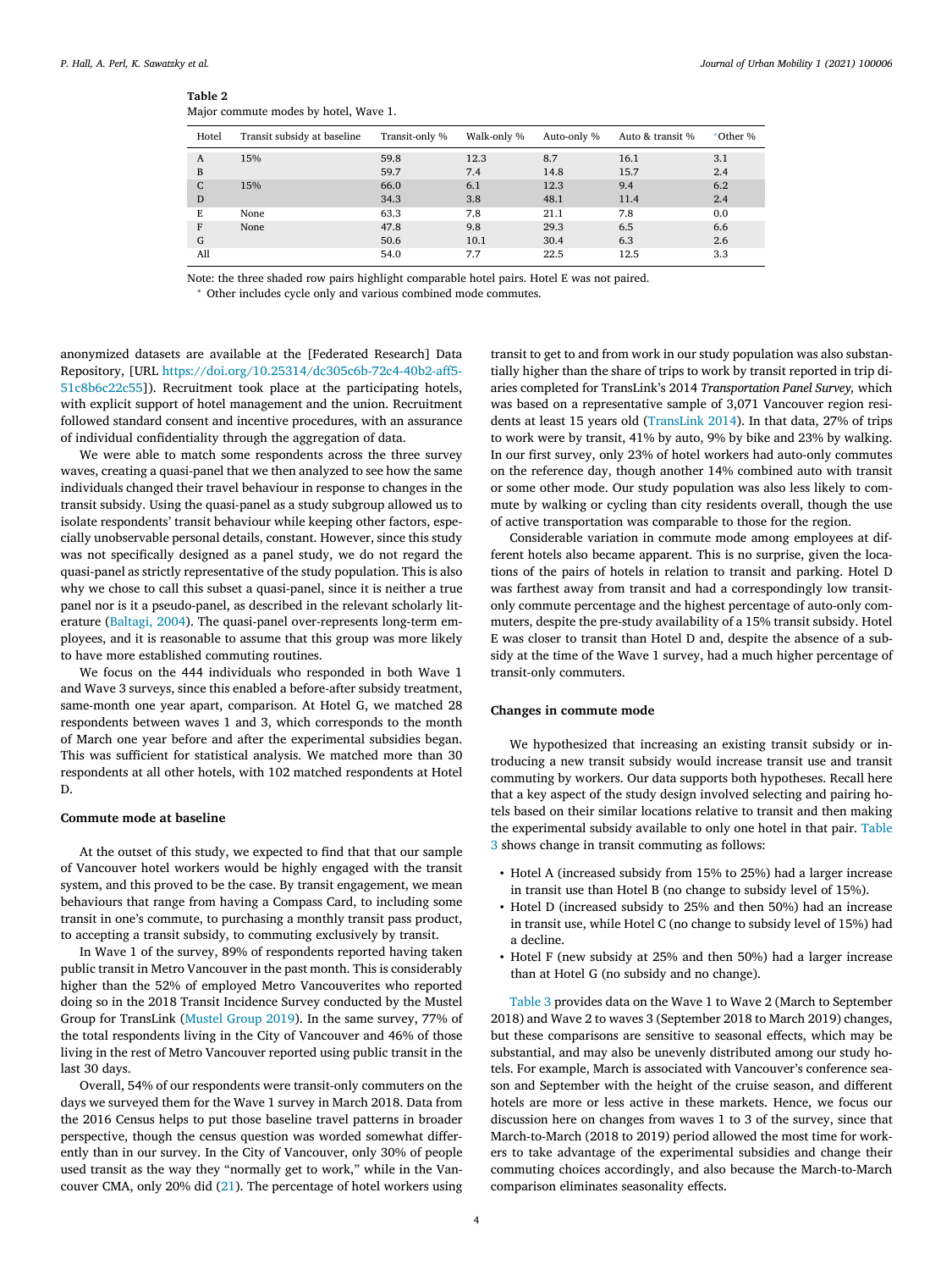**Table 2**
Major commute modes by hotel, Wave 1.

| Hotel | Transit subsidy at baseline | Transit-only % | Walk-only % | Auto-only % | Auto & transit % | *Other % |
|---|---|---|---|---|---|---|
| A | 15% | 59.8 | 12.3 | 8.7 | 16.1 | 3.1 |
| B | | 59.7 | 7.4 | 14.8 | 15.7 | 2.4 |
| C | 15% | 66.0 | 6.1 | 12.3 | 9.4 | 6.2 |
| D | | 34.3 | 3.8 | 48.1 | 11.4 | 2.4 |
| E | None | 63.3 | 7.8 | 21.1 | 7.8 | 0.0 |
| F | None | 47.8 | 9.8 | 29.3 | 6.5 | 6.6 |
| G | | 50.6 | 10.1 | 30.4 | 6.3 | 2.6 |
| All | | 54.0 | 7.7 | 22.5 | 12.5 | 3.3 |

Note: the three shaded row pairs highlight comparable hotel pairs. Hotel E was not paired.
* Other includes cycle only and various combined mode commutes.

anonymized datasets are available at the [Federated Research] Data Repository, [URL https://doi.org/10.25314/dc305c6b-72c4-40b2-aff5-51c8b6c22c55]). Recruitment took place at the participating hotels, with explicit support of hotel management and the union. Recruitment followed standard consent and incentive procedures, with an assurance of individual confidentiality through the aggregation of data.

We were able to match some respondents across the three survey waves, creating a quasi-panel that we then analyzed to see how the same individuals changed their travel behaviour in response to changes in the transit subsidy. Using the quasi-panel as a study subgroup allowed us to isolate respondents' transit behaviour while keeping other factors, especially unobservable personal details, constant. However, since this study was not specifically designed as a panel study, we do not regard the quasi-panel as strictly representative of the study population. This is also why we chose to call this subset a quasi-panel, since it is neither a true panel nor is it a pseudo-panel, as described in the relevant scholarly literature (Baltagi, 2004). The quasi-panel over-represents long-term employees, and it is reasonable to assume that this group was more likely to have more established commuting routines.

We focus on the 444 individuals who responded in both Wave 1 and Wave 3 surveys, since this enabled a before-after subsidy treatment, same-month one year apart, comparison. At Hotel G, we matched 28 respondents between waves 1 and 3, which corresponds to the month of March one year before and after the experimental subsidies began. This was sufficient for statistical analysis. We matched more than 30 respondents at all other hotels, with 102 matched respondents at Hotel D.

## Commute mode at baseline

At the outset of this study, we expected to find that that our sample of Vancouver hotel workers would be highly engaged with the transit system, and this proved to be the case. By transit engagement, we mean behaviours that range from having a Compass Card, to including some transit in one's commute, to purchasing a monthly transit pass product, to accepting a transit subsidy, to commuting exclusively by transit.

In Wave 1 of the survey, 89% of respondents reported having taken public transit in Metro Vancouver in the past month. This is considerably higher than the 52% of employed Metro Vancouverites who reported doing so in the 2018 Transit Incidence Survey conducted by the Mustel Group for TransLink (Mustel Group 2019). In the same survey, 77% of the total respondents living in the City of Vancouver and 46% of those living in the rest of Metro Vancouver reported using public transit in the last 30 days.

Overall, 54% of our respondents were transit-only commuters on the days we surveyed them for the Wave 1 survey in March 2018. Data from the 2016 Census helps to put those baseline travel patterns in broader perspective, though the census question was worded somewhat differently than in our survey. In the City of Vancouver, only 30% of people used transit as the way they "normally get to work," while in the Vancouver CMA, only 20% did (21). The percentage of hotel workers using transit to get to and from work in our study population was also substantially higher than the share of trips to work by transit reported in trip diaries completed for TransLink's 2014 *Transportation Panel Survey,* which was based on a representative sample of 3,071 Vancouver region residents at least 15 years old (TransLink 2014). In that data, 27% of trips to work were by transit, 41% by auto, 9% by bike and 23% by walking. In our first survey, only 23% of hotel workers had auto-only commutes on the reference day, though another 14% combined auto with transit or some other mode. Our study population was also less likely to commute by walking or cycling than city residents overall, though the use of active transportation was comparable to those for the region.

Considerable variation in commute mode among employees at different hotels also became apparent. This is no surprise, given the locations of the pairs of hotels in relation to transit and parking. Hotel D was farthest away from transit and had a correspondingly low transit-only commute percentage and the highest percentage of auto-only commuters, despite the pre-study availability of a 15% transit subsidy. Hotel E was closer to transit than Hotel D and, despite the absence of a subsidy at the time of the Wave 1 survey, had a much higher percentage of transit-only commuters.

## Changes in commute mode

We hypothesized that increasing an existing transit subsidy or introducing a new transit subsidy would increase transit use and transit commuting by workers. Our data supports both hypotheses. Recall here that a key aspect of the study design involved selecting and pairing hotels based on their similar locations relative to transit and then making the experimental subsidy available to only one hotel in that pair. Table 3 shows change in transit commuting as follows:

- Hotel A (increased subsidy from 15% to 25%) had a larger increase in transit use than Hotel B (no change to subsidy level of 15%).
- Hotel D (increased subsidy to 25% and then 50%) had an increase in transit use, while Hotel C (no change to subsidy level of 15%) had a decline.
- Hotel F (new subsidy at 25% and then 50%) had a larger increase than at Hotel G (no subsidy and no change).

Table 3 provides data on the Wave 1 to Wave 2 (March to September 2018) and Wave 2 to waves 3 (September 2018 to March 2019) changes, but these comparisons are sensitive to seasonal effects, which may be substantial, and may also be unevenly distributed among our study hotels. For example, March is associated with Vancouver's conference season and September with the height of the cruise season, and different hotels are more or less active in these markets. Hence, we focus our discussion here on changes from waves 1 to 3 of the survey, since that March-to-March (2018 to 2019) period allowed the most time for workers to take advantage of the experimental subsidies and change their commuting choices accordingly, and also because the March-to-March comparison eliminates seasonality effects.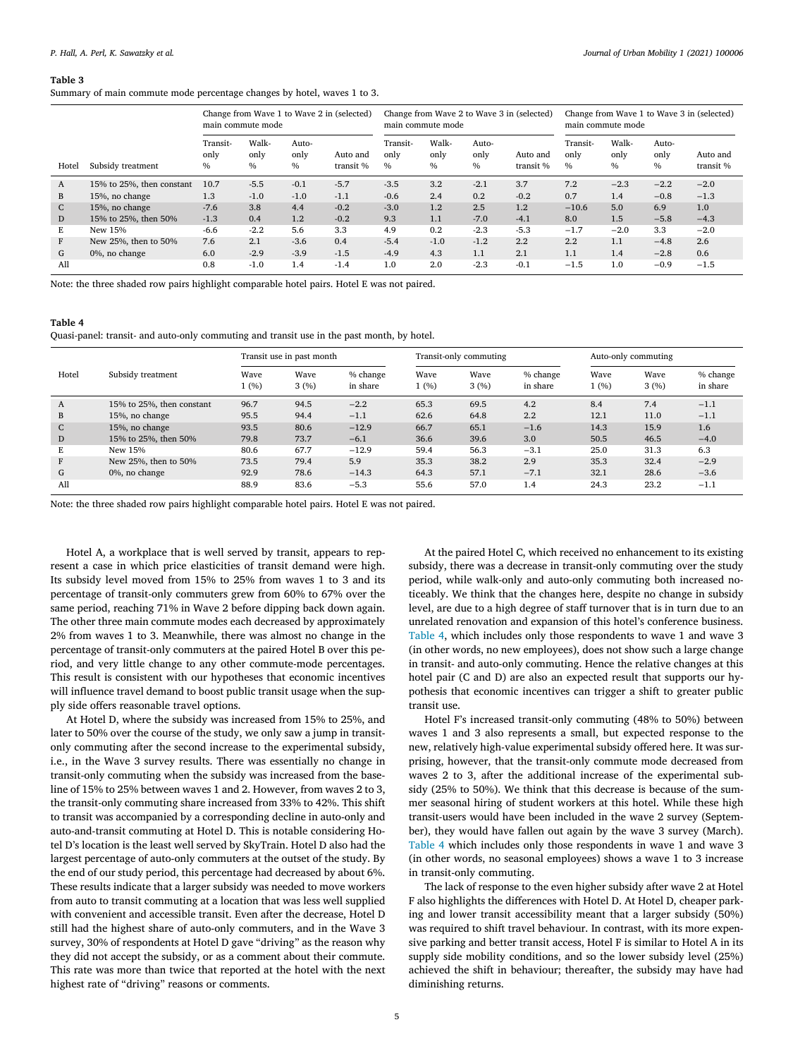**Table 3**
Summary of main commute mode percentage changes by hotel, waves 1 to 3.

| Hotel | Subsidy treatment | Change from Wave 1 to Wave 2 in (selected) main commute mode | | | | Change from Wave 2 to Wave 3 in (selected) main commute mode | | | | Change from Wave 1 to Wave 3 in (selected) main commute mode | | | |
|---|---|---|---|---|---|---|---|---|---|---|---|---|---|
| | | Transit-only % | Walk-only % | Auto-only % | Auto and transit % | Transit-only % | Walk-only % | Auto-only % | Auto and transit % | Transit-only % | Walk-only % | Auto-only % | Auto and transit % |
| A | 15% to 25%, then constant | 10.7 | -5.5 | -0.1 | -5.7 | -3.5 | 3.2 | -2.1 | 3.7 | 7.2 | −2.3 | −2.2 | −2.0 |
| B | 15%, no change | 1.3 | -1.0 | -1.0 | -1.1 | -0.6 | 2.4 | 0.2 | -0.2 | 0.7 | 1.4 | −0.8 | −1.3 |
| C | 15%, no change | -7.6 | 3.8 | 4.4 | -0.2 | -3.0 | 1.2 | 2.5 | 1.2 | −10.6 | 5.0 | 6.9 | 1.0 |
| D | 15% to 25%, then 50% | -1.3 | 0.4 | 1.2 | -0.2 | 9.3 | 1.1 | -7.0 | -4.1 | 8.0 | 1.5 | −5.8 | −4.3 |
| E | New 15% | -6.6 | -2.2 | 5.6 | 3.3 | 4.9 | 0.2 | -2.3 | -5.3 | −1.7 | −2.0 | 3.3 | −2.0 |
| F | New 25%, then to 50% | 7.6 | 2.1 | -3.6 | 0.4 | -5.4 | -1.0 | -1.2 | 2.2 | 2.2 | 1.1 | −4.8 | 2.6 |
| G | 0%, no change | 6.0 | -2.9 | -3.9 | -1.5 | -4.9 | 4.3 | 1.1 | 2.1 | 1.1 | 1.4 | −2.8 | 0.6 |
| All | | 0.8 | -1.0 | 1.4 | -1.4 | 1.0 | 2.0 | -2.3 | -0.1 | −1.5 | 1.0 | −0.9 | −1.5 |

Note: the three shaded row pairs highlight comparable hotel pairs. Hotel E was not paired.

**Table 4**
Quasi-panel: transit- and auto-only commuting and transit use in the past month, by hotel.

| Hotel | Subsidy treatment | Transit use in past month | | | Transit-only commuting | | | Auto-only commuting | | |
|---|---|---|---|---|---|---|---|---|---|---|
| | | Wave 1 (%) | Wave 3 (%) | % change in share | Wave 1 (%) | Wave 3 (%) | % change in share | Wave 1 (%) | Wave 3 (%) | % change in share |
| A | 15% to 25%, then constant | 96.7 | 94.5 | −2.2 | 65.3 | 69.5 | 4.2 | 8.4 | 7.4 | −1.1 |
| B | 15%, no change | 95.5 | 94.4 | −1.1 | 62.6 | 64.8 | 2.2 | 12.1 | 11.0 | −1.1 |
| C | 15%, no change | 93.5 | 80.6 | −12.9 | 66.7 | 65.1 | −1.6 | 14.3 | 15.9 | 1.6 |
| D | 15% to 25%, then 50% | 79.8 | 73.7 | −6.1 | 36.6 | 39.6 | 3.0 | 50.5 | 46.5 | −4.0 |
| E | New 15% | 80.6 | 67.7 | −12.9 | 59.4 | 56.3 | −3.1 | 25.0 | 31.3 | 6.3 |
| F | New 25%, then to 50% | 73.5 | 79.4 | 5.9 | 35.3 | 38.2 | 2.9 | 35.3 | 32.4 | −2.9 |
| G | 0%, no change | 92.9 | 78.6 | −14.3 | 64.3 | 57.1 | −7.1 | 32.1 | 28.6 | −3.6 |
| All | | 88.9 | 83.6 | −5.3 | 55.6 | 57.0 | 1.4 | 24.3 | 23.2 | −1.1 |

Note: the three shaded row pairs highlight comparable hotel pairs. Hotel E was not paired.

Hotel A, a workplace that is well served by transit, appears to represent a case in which price elasticities of transit demand were high. Its subsidy level moved from 15% to 25% from waves 1 to 3 and its percentage of transit-only commuters grew from 60% to 67% over the same period, reaching 71% in Wave 2 before dipping back down again. The other three main commute modes each decreased by approximately 2% from waves 1 to 3. Meanwhile, there was almost no change in the percentage of transit-only commuters at the paired Hotel B over this period, and very little change to any other commute-mode percentages. This result is consistent with our hypotheses that economic incentives will influence travel demand to boost public transit usage when the supply side offers reasonable travel options.

At Hotel D, where the subsidy was increased from 15% to 25%, and later to 50% over the course of the study, we only saw a jump in transit-only commuting after the second increase to the experimental subsidy, i.e., in the Wave 3 survey results. There was essentially no change in transit-only commuting when the subsidy was increased from the baseline of 15% to 25% between waves 1 and 2. However, from waves 2 to 3, the transit-only commuting share increased from 33% to 42%. This shift to transit was accompanied by a corresponding decline in auto-only and auto-and-transit commuting at Hotel D. This is notable considering Hotel D's location is the least well served by SkyTrain. Hotel D also had the largest percentage of auto-only commuters at the outset of the study. By the end of our study period, this percentage had decreased by about 6%. These results indicate that a larger subsidy was needed to move workers from auto to transit commuting at a location that was less well supplied with convenient and accessible transit. Even after the decrease, Hotel D still had the highest share of auto-only commuters, and in the Wave 3 survey, 30% of respondents at Hotel D gave "driving" as the reason why they did not accept the subsidy, or as a comment about their commute. This rate was more than twice that reported at the hotel with the next highest rate of "driving" reasons or comments.

At the paired Hotel C, which received no enhancement to its existing subsidy, there was a decrease in transit-only commuting over the study period, while walk-only and auto-only commuting both increased noticeably. We think that the changes here, despite no change in subsidy level, are due to a high degree of staff turnover that is in turn due to an unrelated renovation and expansion of this hotel's conference business. Table 4, which includes only those respondents to wave 1 and wave 3 (in other words, no new employees), does not show such a large change in transit- and auto-only commuting. Hence the relative changes at this hotel pair (C and D) are also an expected result that supports our hypothesis that economic incentives can trigger a shift to greater public transit use.

Hotel F's increased transit-only commuting (48% to 50%) between waves 1 and 3 also represents a small, but expected response to the new, relatively high-value experimental subsidy offered here. It was surprising, however, that the transit-only commute mode decreased from waves 2 to 3, after the additional increase of the experimental subsidy (25% to 50%). We think that this decrease is because of the summer seasonal hiring of student workers at this hotel. While these high transit-users would have been included in the wave 2 survey (September), they would have fallen out again by the wave 3 survey (March). Table 4 which includes only those respondents in wave 1 and wave 3 (in other words, no seasonal employees) shows a wave 1 to 3 increase in transit-only commuting.

The lack of response to the even higher subsidy after wave 2 at Hotel F also highlights the differences with Hotel D. At Hotel D, cheaper parking and lower transit accessibility meant that a larger subsidy (50%) was required to shift travel behaviour. In contrast, with its more expensive parking and better transit access, Hotel F is similar to Hotel A in its supply side mobility conditions, and so the lower subsidy level (25%) achieved the shift in behaviour; thereafter, the subsidy may have had diminishing returns.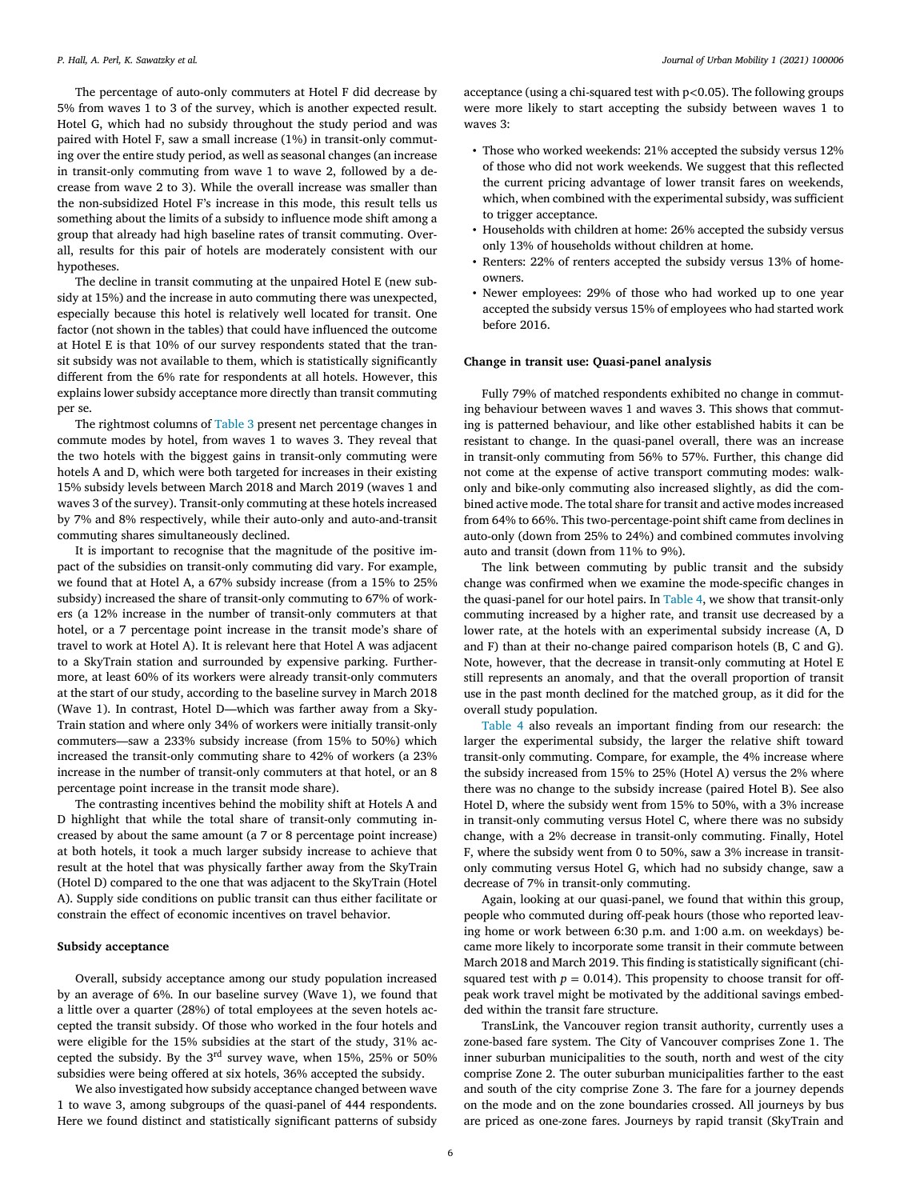The percentage of auto-only commuters at Hotel F did decrease by 5% from waves 1 to 3 of the survey, which is another expected result. Hotel G, which had no subsidy throughout the study period and was paired with Hotel F, saw a small increase (1%) in transit-only commuting over the entire study period, as well as seasonal changes (an increase in transit-only commuting from wave 1 to wave 2, followed by a decrease from wave 2 to 3). While the overall increase was smaller than the non-subsidized Hotel F's increase in this mode, this result tells us something about the limits of a subsidy to influence mode shift among a group that already had high baseline rates of transit commuting. Overall, results for this pair of hotels are moderately consistent with our hypotheses.

The decline in transit commuting at the unpaired Hotel E (new subsidy at 15%) and the increase in auto commuting there was unexpected, especially because this hotel is relatively well located for transit. One factor (not shown in the tables) that could have influenced the outcome at Hotel E is that 10% of our survey respondents stated that the transit subsidy was not available to them, which is statistically significantly different from the 6% rate for respondents at all hotels. However, this explains lower subsidy acceptance more directly than transit commuting per se.

The rightmost columns of Table 3 present net percentage changes in commute modes by hotel, from waves 1 to waves 3. They reveal that the two hotels with the biggest gains in transit-only commuting were hotels A and D, which were both targeted for increases in their existing 15% subsidy levels between March 2018 and March 2019 (waves 1 and waves 3 of the survey). Transit-only commuting at these hotels increased by 7% and 8% respectively, while their auto-only and auto-and-transit commuting shares simultaneously declined.

It is important to recognise that the magnitude of the positive impact of the subsidies on transit-only commuting did vary. For example, we found that at Hotel A, a 67% subsidy increase (from a 15% to 25% subsidy) increased the share of transit-only commuting to 67% of workers (a 12% increase in the number of transit-only commuters at that hotel, or a 7 percentage point increase in the transit mode's share of travel to work at Hotel A). It is relevant here that Hotel A was adjacent to a SkyTrain station and surrounded by expensive parking. Furthermore, at least 60% of its workers were already transit-only commuters at the start of our study, according to the baseline survey in March 2018 (Wave 1). In contrast, Hotel D—which was farther away from a SkyTrain station and where only 34% of workers were initially transit-only commuters—saw a 233% subsidy increase (from 15% to 50%) which increased the transit-only commuting share to 42% of workers (a 23% increase in the number of transit-only commuters at that hotel, or an 8 percentage point increase in the transit mode share).

The contrasting incentives behind the mobility shift at Hotels A and D highlight that while the total share of transit-only commuting increased by about the same amount (a 7 or 8 percentage point increase) at both hotels, it took a much larger subsidy increase to achieve that result at the hotel that was physically farther away from the SkyTrain (Hotel D) compared to the one that was adjacent to the SkyTrain (Hotel A). Supply side conditions on public transit can thus either facilitate or constrain the effect of economic incentives on travel behavior.

### Subsidy acceptance

Overall, subsidy acceptance among our study population increased by an average of 6%. In our baseline survey (Wave 1), we found that a little over a quarter (28%) of total employees at the seven hotels accepted the transit subsidy. Of those who worked in the four hotels and were eligible for the 15% subsidies at the start of the study, 31% accepted the subsidy. By the 3rd survey wave, when 15%, 25% or 50% subsidies were being offered at six hotels, 36% accepted the subsidy.

We also investigated how subsidy acceptance changed between wave 1 to wave 3, among subgroups of the quasi-panel of 444 respondents. Here we found distinct and statistically significant patterns of subsidy acceptance (using a chi-squared test with $p<0.05$). The following groups were more likely to start accepting the subsidy between waves 1 to waves 3:

- Those who worked weekends: 21% accepted the subsidy versus 12% of those who did not work weekends. We suggest that this reflected the current pricing advantage of lower transit fares on weekends, which, when combined with the experimental subsidy, was sufficient to trigger acceptance.
- Households with children at home: 26% accepted the subsidy versus only 13% of households without children at home.
- Renters: 22% of renters accepted the subsidy versus 13% of homeowners.
- Newer employees: 29% of those who had worked up to one year accepted the subsidy versus 15% of employees who had started work before 2016.

### Change in transit use: Quasi-panel analysis

Fully 79% of matched respondents exhibited no change in commuting behaviour between waves 1 and waves 3. This shows that commuting is patterned behaviour, and like other established habits it can be resistant to change. In the quasi-panel overall, there was an increase in transit-only commuting from 56% to 57%. Further, this change did not come at the expense of active transport commuting modes: walk-only and bike-only commuting also increased slightly, as did the combined active mode. The total share for transit and active modes increased from 64% to 66%. This two-percentage-point shift came from declines in auto-only (down from 25% to 24%) and combined commutes involving auto and transit (down from 11% to 9%).

The link between commuting by public transit and the subsidy change was confirmed when we examine the mode-specific changes in the quasi-panel for our hotel pairs. In Table 4, we show that transit-only commuting increased by a higher rate, and transit use decreased by a lower rate, at the hotels with an experimental subsidy increase (A, D and F) than at their no-change paired comparison hotels (B, C and G). Note, however, that the decrease in transit-only commuting at Hotel E still represents an anomaly, and that the overall proportion of transit use in the past month declined for the matched group, as it did for the overall study population.

Table 4 also reveals an important finding from our research: the larger the experimental subsidy, the larger the relative shift toward transit-only commuting. Compare, for example, the 4% increase where the subsidy increased from 15% to 25% (Hotel A) versus the 2% where there was no change to the subsidy increase (paired Hotel B). See also Hotel D, where the subsidy went from 15% to 50%, with a 3% increase in transit-only commuting versus Hotel C, where there was no subsidy change, with a 2% decrease in transit-only commuting. Finally, Hotel F, where the subsidy went from 0 to 50%, saw a 3% increase in transit-only commuting versus Hotel G, which had no subsidy change, saw a decrease of 7% in transit-only commuting.

Again, looking at our quasi-panel, we found that within this group, people who commuted during off-peak hours (those who reported leaving home or work between 6:30 p.m. and 1:00 a.m. on weekdays) became more likely to incorporate some transit in their commute between March 2018 and March 2019. This finding is statistically significant (chi-squared test with $p = 0.014$). This propensity to choose transit for off-peak work travel might be motivated by the additional savings embedded within the transit fare structure.

TransLink, the Vancouver region transit authority, currently uses a zone-based fare system. The City of Vancouver comprises Zone 1. The inner suburban municipalities to the south, north and west of the city comprise Zone 2. The outer suburban municipalities farther to the east and south of the city comprise Zone 3. The fare for a journey depends on the mode and on the zone boundaries crossed. All journeys by bus are priced as one-zone fares. Journeys by rapid transit (SkyTrain and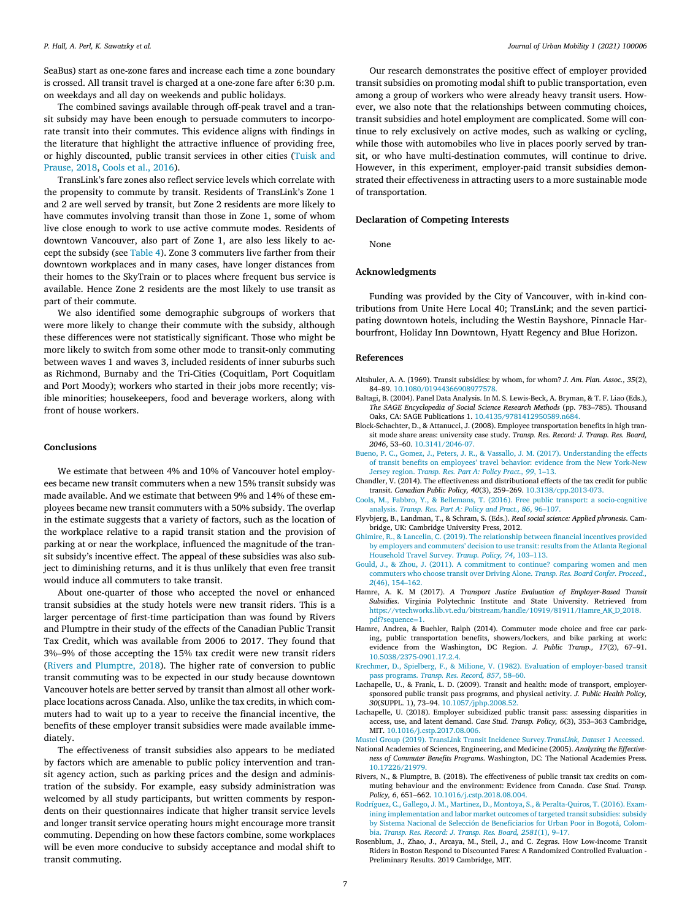SeaBus) start as one-zone fares and increase each time a zone boundary is crossed. All transit travel is charged at a one-zone fare after 6:30 p.m. on weekdays and all day on weekends and public holidays.

The combined savings available through off-peak travel and a transit subsidy may have been enough to persuade commuters to incorporate transit into their commutes. This evidence aligns with findings in the literature that highlight the attractive influence of providing free, or highly discounted, public transit services in other cities (Tuisk and Prause, 2018, Cools et al., 2016).

TransLink's fare zones also reflect service levels which correlate with the propensity to commute by transit. Residents of TransLink's Zone 1 and 2 are well served by transit, but Zone 2 residents are more likely to have commutes involving transit than those in Zone 1, some of whom live close enough to work to use active commute modes. Residents of downtown Vancouver, also part of Zone 1, are also less likely to accept the subsidy (see Table 4). Zone 3 commuters live farther from their downtown workplaces and in many cases, have longer distances from their homes to the SkyTrain or to places where frequent bus service is available. Hence Zone 2 residents are the most likely to use transit as part of their commute.

We also identified some demographic subgroups of workers that were more likely to change their commute with the subsidy, although these differences were not statistically significant. Those who might be more likely to switch from some other mode to transit-only commuting between waves 1 and waves 3, included residents of inner suburbs such as Richmond, Burnaby and the Tri-Cities (Coquitlam, Port Coquitlam and Port Moody); workers who started in their jobs more recently; visible minorities; housekeepers, food and beverage workers, along with front of house workers.

## Conclusions

We estimate that between 4% and 10% of Vancouver hotel employees became new transit commuters when a new 15% transit subsidy was made available. And we estimate that between 9% and 14% of these employees became new transit commuters with a 50% subsidy. The overlap in the estimate suggests that a variety of factors, such as the location of the workplace relative to a rapid transit station and the provision of parking at or near the workplace, influenced the magnitude of the transit subsidy's incentive effect. The appeal of these subsidies was also subject to diminishing returns, and it is thus unlikely that even free transit would induce all commuters to take transit.

About one-quarter of those who accepted the novel or enhanced transit subsidies at the study hotels were new transit riders. This is a larger percentage of first-time participation than was found by Rivers and Plumptre in their study of the effects of the Canadian Public Transit Tax Credit, which was available from 2006 to 2017. They found that 3%–9% of those accepting the 15% tax credit were new transit riders (Rivers and Plumptre, 2018). The higher rate of conversion to public transit commuting was to be expected in our study because downtown Vancouver hotels are better served by transit than almost all other workplace locations across Canada. Also, unlike the tax credits, in which commuters had to wait up to a year to receive the financial incentive, the benefits of these employer transit subsidies were made available immediately.

The effectiveness of transit subsidies also appears to be mediated by factors which are amenable to public policy intervention and transit agency action, such as parking prices and the design and administration of the subsidy. For example, easy subsidy administration was welcomed by all study participants, but written comments by respondents on their questionnaires indicate that higher transit service levels and longer transit service operating hours might encourage more transit commuting. Depending on how these factors combine, some workplaces will be even more conducive to subsidy acceptance and modal shift to transit commuting.

Our research demonstrates the positive effect of employer provided transit subsidies on promoting modal shift to public transportation, even among a group of workers who were already heavy transit users. However, we also note that the relationships between commuting choices, transit subsidies and hotel employment are complicated. Some will continue to rely exclusively on active modes, such as walking or cycling, while those with automobiles who live in places poorly served by transit, or who have multi-destination commutes, will continue to drive. However, in this experiment, employer-paid transit subsidies demonstrated their effectiveness in attracting users to a more sustainable mode of transportation.

## Declaration of Competing Interests

None

## Acknowledgments

Funding was provided by the City of Vancouver, with in-kind contributions from Unite Here Local 40; TransLink; and the seven participating downtown hotels, including the Westin Bayshore, Pinnacle Harbourfront, Holiday Inn Downtown, Hyatt Regency and Blue Horizon.

## References

Altshuler, A. A. (1969). Transit subsidies: by whom, for whom? *J. Am. Plan. Assoc., 35*(2), 84–89. 10.1080/01944366908977578.

Baltagi, B. (2004). Panel Data Analysis. In M. S. Lewis-Beck, A. Bryman, & T. F. Liao (Eds.), *The SAGE Encyclopedia of Social Science Research Methods* (pp. 783–785). Thousand Oaks, CA: SAGE Publications 1. 10.4135/9781412950589.n684.

Block-Schachter, D., & Attanucci, J. (2008). Employee transportation benefits in high transit mode share areas: university case study. *Transp. Res. Record: J. Transp. Res. Board, 2046*, 53–60. 10.3141/2046-07.

Bueno, P. C., Gomez, J., Peters, J. R., & Vassallo, J. M. (2017). Understanding the effects of transit benefits on employees' travel behavior: evidence from the New York-New Jersey region. *Transp. Res. Part A: Policy Pract., 99*, 1–13.

Chandler, V. (2014). The effectiveness and distributional effects of the tax credit for public transit. *Canadian Public Policy, 40*(3), 259–269. 10.3138/cpp.2013-073.

Cools, M., Fabbro, Y., & Bellemans, T. (2016). Free public transport: a socio-cognitive analysis. *Transp. Res. Part A: Policy and Pract., 86*, 96–107.

Flyvbjerg, B., Landman, T., & Schram, S. (Eds.). *Real social science: Applied phronesis*. Cambridge, UK: Cambridge University Press, 2012.

Ghimire, R., & Lancelin, C. (2019). The relationship between financial incentives provided by employers and commuters' decision to use transit: results from the Atlanta Regional Household Travel Survey. *Transp. Policy, 74*, 103–113.

Gould, J., & Zhou, J. (2011). A commitment to continue? comparing women and men commuters who choose transit over Driving Alone. *Transp. Res. Board Confer. Proceed., 2*(46), 154–162.

Hamre, A. K. M (2017). *A Transport Justice Evaluation of Employer-Based Transit Subsidies*. Virginia Polytechnic Institute and State University. Retrieved from https://vtechworks.lib.vt.edu/bitstream/handle/10919/81911/Hamre_AK_D_2018.pdf?sequence=1.

Hamre, Andrea, & Buehler, Ralph (2014). Commuter mode choice and free car parking, public transportation benefits, showers/lockers, and bike parking at work: evidence from the Washington, DC Region. *J. Public Transp., 17*(2), 67–91. 10.5038/2375-0901.17.2.4.

Krechmer, D., Spielberg, F., & Milione, V. (1982). Evaluation of employer-based transit pass programs. *Transp. Res. Record, 857*, 58–60.

Lachapelle, U., & Frank, L. D. (2009). Transit and health: mode of transport, employer-sponsored public transit pass programs, and physical activity. *J. Public Health Policy, 30*(SUPPL. 1), 73–94. 10.1057/jphp.2008.52.

Lachapelle, U. (2018). Employer subsidized public transit pass: assessing disparities in access, use, and latent demand. *Case Stud. Transp. Policy, 6*(3), 353–363 Cambridge, MIT. 10.1016/j.cstp.2017.08.006.

Mustel Group (2019). TransLink Transit Incidence Survey.*TransLink, Dataset 1* Accessed.

National Academies of Sciences, Engineering, and Medicine (2005). *Analyzing the Effectiveness of Commuter Benefits Programs*. Washington, DC: The National Academies Press. 10.17226/21979.

Rivers, N., & Plumptre, B. (2018). The effectiveness of public transit tax credits on commuting behaviour and the environment: Evidence from Canada. *Case Stud. Transp. Policy, 6*, 651–662. 10.1016/j.cstp.2018.08.004.

Rodríguez, C., Gallego, J. M., Martinez, D., Montoya, S., & Peralta-Quiros, T. (2016). Examining implementation and labor market outcomes of targeted transit subsidies: subsidy by Sistema Nacional de Selección de Beneficiarios for Urban Poor in Bogotá, Colombia. *Transp. Res. Record: J. Transp. Res. Board, 2581*(1), 9–17.

Rosenblum, J., Zhao, J., Arcaya, M., Steil, J., and C. Zegras. How Low-income Transit Riders in Boston Respond to Discounted Fares: A Randomized Controlled Evaluation - Preliminary Results. 2019 Cambridge, MIT.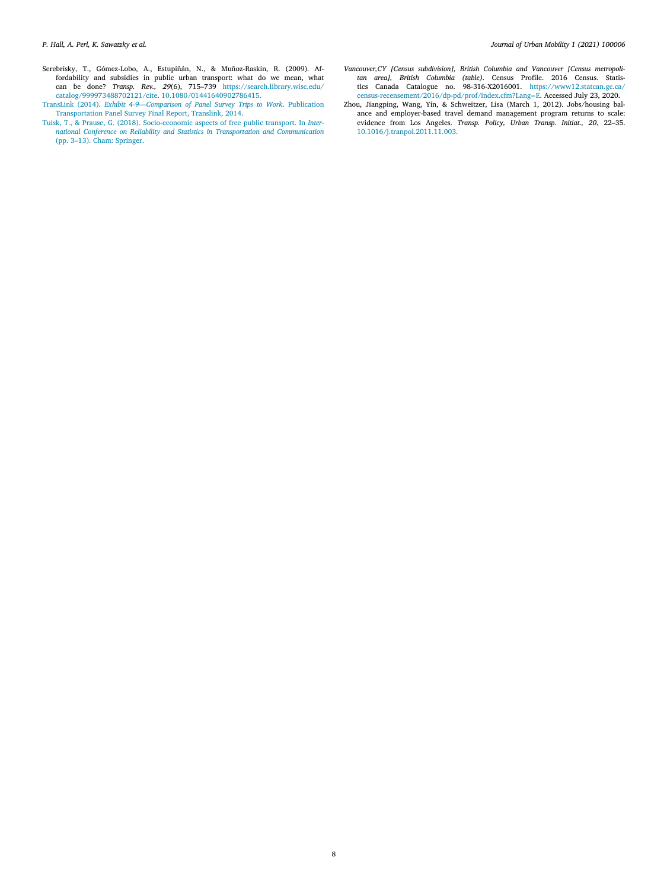Serebrisky, T., Gómez-Lobo, A., Estupiñán, N., & Muñoz-Raskin, R. (2009). Affordability and subsidies in public urban transport: what do we mean, what can be done? *Transp. Rev.*, *29*(6), 715–739 https://search.library.wisc.edu/catalog/999973488702121/cite. 10.1080/01441640902786415.

TransLink (2014). *Exhibit 4-9—Comparison of Panel Survey Trips to Work*. Publication Transportation Panel Survey Final Report, Translink, 2014.

Tuisk, T., & Prause, G. (2018). Socio-economic aspects of free public transport. In *International Conference on Reliability and Statistics in Transportation and Communication* (pp. 3–13). Cham: Springer.

*Vancouver,CY [Census subdivision], British Columbia and Vancouver [Census metropolitan area], British Columbia (table)*. Census Profile. 2016 Census. Statistics Canada Catalogue no. 98-316-X2016001. https://www12.statcan.gc.ca/census-recensement/2016/dp-pd/prof/index.cfm?Lang=E. Accessed July 23, 2020.

Zhou, Jiangping, Wang, Yin, & Schweitzer, Lisa (March 1, 2012). Jobs/housing balance and employer-based travel demand management program returns to scale: evidence from Los Angeles. *Transp. Policy, Urban Transp. Initiat.*, *20*, 22–35. 10.1016/j.tranpol.2011.11.003.